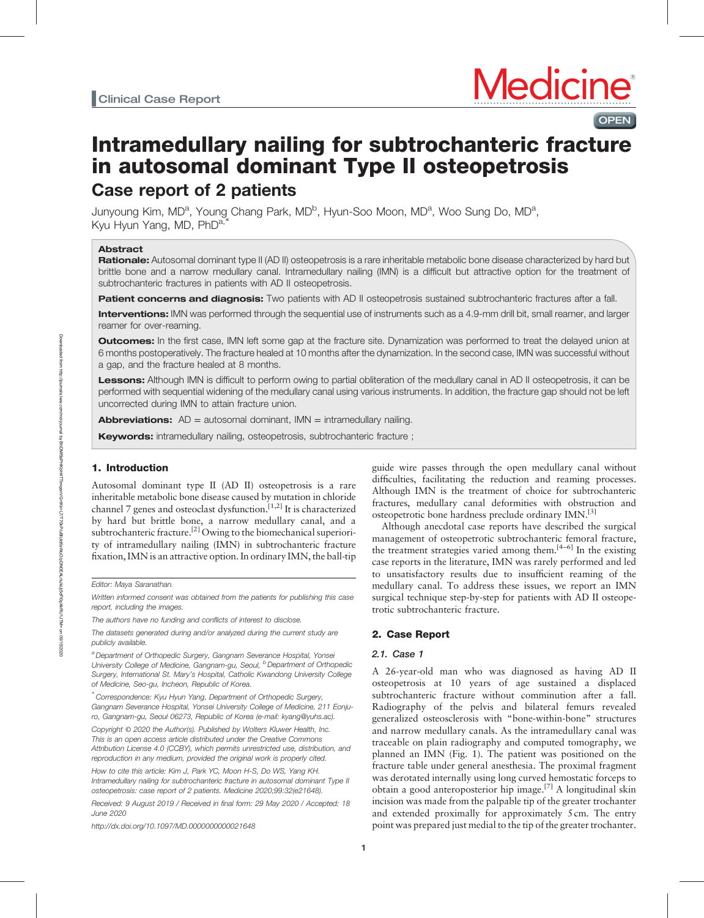Clinical Case Report

# Intramedullary nailing for subtrochanteric fracture in autosomal dominant Type II osteopetrosis

## Case report of 2 patients

Junyoung Kim, MD[a], Young Chang Park, MD[b], Hyun-Soo Moon, MD[a], Woo Sung Do, MD[a], Kyu Hyun Yang, MD, PhD[a,*]

### Abstract

**Rationale:** Autosomal dominant type II (AD II) osteopetrosis is a rare inheritable metabolic bone disease characterized by hard but brittle bone and a narrow medullary canal. Intramedullary nailing (IMN) is a difficult but attractive option for the treatment of subtrochanteric fractures in patients with AD II osteopetrosis.

**Patient concerns and diagnosis:** Two patients with AD II osteopetrosis sustained subtrochanteric fractures after a fall.

**Interventions:** IMN was performed through the sequential use of instruments such as a 4.9-mm drill bit, small reamer, and larger reamer for over-reaming.

**Outcomes:** In the first case, IMN left some gap at the fracture site. Dynamization was performed to treat the delayed union at 6 months postoperatively. The fracture healed at 10 months after the dynamization. In the second case, IMN was successful without a gap, and the fracture healed at 8 months.

**Lessons:** Although IMN is difficult to perform owing to partial obliteration of the medullary canal in AD II osteopetrosis, it can be performed with sequential widening of the medullary canal using various instruments. In addition, the fracture gap should not be left uncorrected during IMN to attain fracture union.

**Abbreviations:** AD = autosomal dominant, IMN = intramedullary nailing.

**Keywords:** intramedullary nailing, osteopetrosis, subtrochanteric fracture ;

## 1. Introduction

Autosomal dominant type II (AD II) osteopetrosis is a rare inheritable metabolic bone disease caused by mutation in chloride channel 7 genes and osteoclast dysfunction.[1,2] It is characterized by hard but brittle bone, a narrow medullary canal, and a subtrochanteric fracture.[2] Owing to the biomechanical superiority of intramedullary nailing (IMN) in subtrochanteric fracture fixation, IMN is an attractive option. In ordinary IMN, the ball-tip guide wire passes through the open medullary canal without difficulties, facilitating the reduction and reaming processes. Although IMN is the treatment of choice for subtrochanteric fractures, medullary canal deformities with obstruction and osteopetrotic bone hardness preclude ordinary IMN.[3]

Although anecdotal case reports have described the surgical management of osteopetrotic subtrochanteric femoral fracture, the treatment strategies varied among them.[4–6] In the existing case reports in the literature, IMN was rarely performed and led to unsatisfactory results due to insufficient reaming of the medullary canal. To address these issues, we report an IMN surgical technique step-by-step for patients with AD II osteopetrotic subtrochanteric fracture.

## 2. Case Report

### 2.1. Case 1

A 26-year-old man who was diagnosed as having AD II osteopetrosis at 10 years of age sustained a displaced subtrochanteric fracture without comminution after a fall. Radiography of the pelvis and bilateral femurs revealed generalized osteosclerosis with "bone-within-bone" structures and narrow medullary canals. As the intramedullary canal was traceable on plain radiography and computed tomography, we planned an IMN (Fig. 1). The patient was positioned on the fracture table under general anesthesia. The proximal fragment was derotated internally using long curved hemostatic forceps to obtain a good anteroposterior hip image.[7] A longitudinal skin incision was made from the palpable tip of the greater trochanter and extended proximally for approximately 5 cm. The entry point was prepared just medial to the tip of the greater trochanter.

---

Editor: Maya Saranathan.

Written informed consent was obtained from the patients for publishing this case report, including the images.

The authors have no funding and conflicts of interest to disclose.

The datasets generated during and/or analyzed during the current study are publicly available.

[a] Department of Orthopedic Surgery, Gangnam Severance Hospital, Yonsei University College of Medicine, Gangnam-gu, Seoul, [b] Department of Orthopedic Surgery, International St. Mary's Hospital, Catholic Kwandong University College of Medicine, Seo-gu, Incheon, Republic of Korea.

[*] Correspondence: Kyu Hyun Yang, Department of Orthopedic Surgery, Gangnam Severance Hospital, Yonsei University College of Medicine, 211 Eonju-ro, Gangnam-gu, Seoul 06273, Republic of Korea (e-mail: kyang@yuhs.ac).

Copyright © 2020 the Author(s). Published by Wolters Kluwer Health, Inc. This is an open access article distributed under the Creative Commons Attribution License 4.0 (CCBY), which permits unrestricted use, distribution, and reproduction in any medium, provided the original work is properly cited.

How to cite this article: Kim J, Park YC, Moon H-S, Do WS, Yang KH. Intramedullary nailing for subtrochanteric fracture in autosomal dominant Type II osteopetrosis: case report of 2 patients. Medicine 2020;99:32(e21648).

Received: 9 August 2019 / Received in final form: 29 May 2020 / Accepted: 18 June 2020

http://dx.doi.org/10.1097/MD.0000000000021648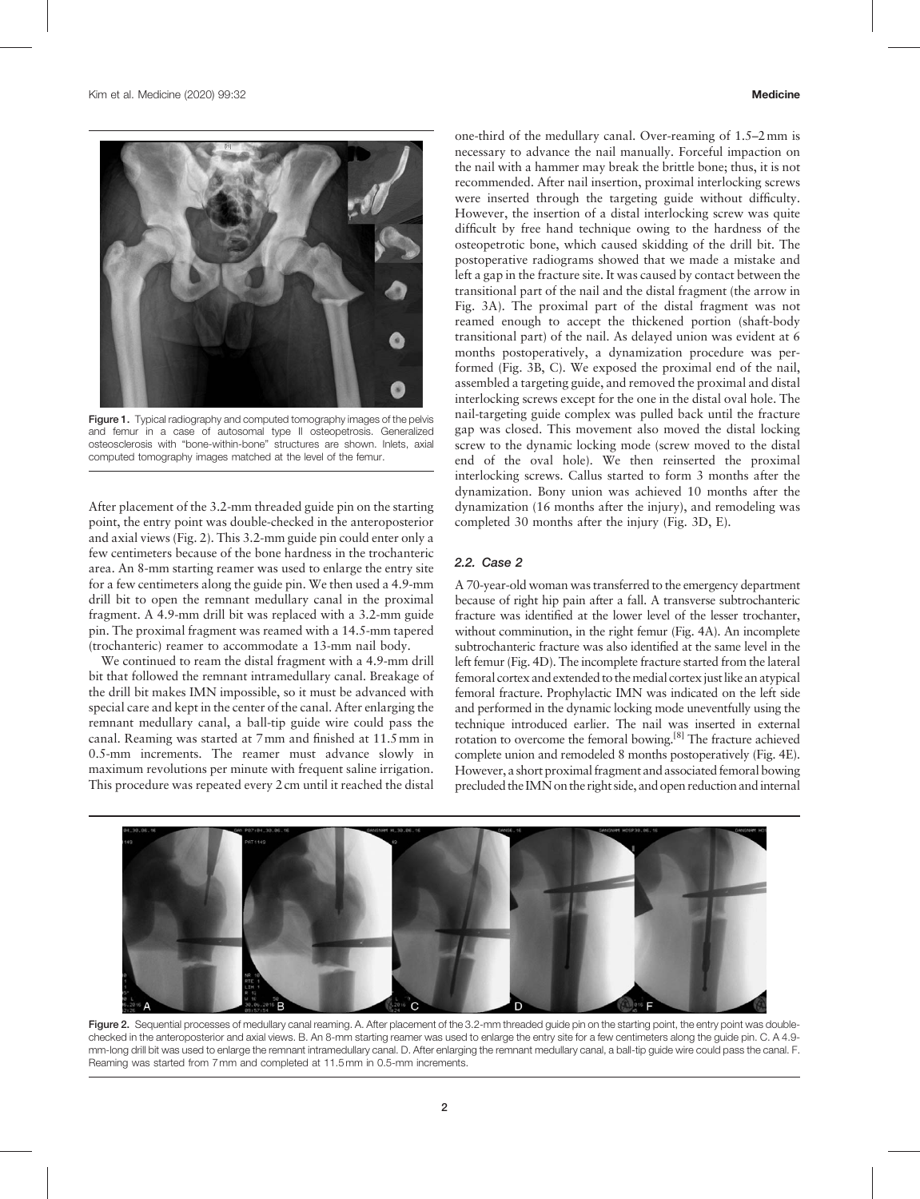Figure 1. Typical radiography and computed tomography images of the pelvis and femur in a case of autosomal type II osteopetrosis. Generalized osteosclerosis with "bone-within-bone" structures are shown. Inlets, axial computed tomography images matched at the level of the femur.

After placement of the 3.2-mm threaded guide pin on the starting point, the entry point was double-checked in the anteroposterior and axial views (Fig. 2). This 3.2-mm guide pin could enter only a few centimeters because of the bone hardness in the trochanteric area. An 8-mm starting reamer was used to enlarge the entry site for a few centimeters along the guide pin. We then used a 4.9-mm drill bit to open the remnant medullary canal in the proximal fragment. A 4.9-mm drill bit was replaced with a 3.2-mm guide pin. The proximal fragment was reamed with a 14.5-mm tapered (trochanteric) reamer to accommodate a 13-mm nail body.

We continued to ream the distal fragment with a 4.9-mm drill bit that followed the remnant intramedullary canal. Breakage of the drill bit makes IMN impossible, so it must be advanced with special care and kept in the center of the canal. After enlarging the remnant medullary canal, a ball-tip guide wire could pass the canal. Reaming was started at 7 mm and finished at 11.5 mm in 0.5-mm increments. The reamer must advance slowly in maximum revolutions per minute with frequent saline irrigation. This procedure was repeated every 2 cm until it reached the distal one-third of the medullary canal. Over-reaming of 1.5–2 mm is necessary to advance the nail manually. Forceful impaction on the nail with a hammer may break the brittle bone; thus, it is not recommended. After nail insertion, proximal interlocking screws were inserted through the targeting guide without difficulty. However, the insertion of a distal interlocking screw was quite difficult by free hand technique owing to the hardness of the osteopetrotic bone, which caused skidding of the drill bit. The postoperative radiograms showed that we made a mistake and left a gap in the fracture site. It was caused by contact between the transitional part of the nail and the distal fragment (the arrow in Fig. 3A). The proximal part of the distal fragment was not reamed enough to accept the thickened portion (shaft-body transitional part) of the nail. As delayed union was evident at 6 months postoperatively, a dynamization procedure was performed (Fig. 3B, C). We exposed the proximal end of the nail, assembled a targeting guide, and removed the proximal and distal interlocking screws except for the one in the distal oval hole. The nail-targeting guide complex was pulled back until the fracture gap was closed. This movement also moved the distal locking screw to the dynamic locking mode (screw moved to the distal end of the oval hole). We then reinserted the proximal interlocking screws. Callus started to form 3 months after the dynamization. Bony union was achieved 10 months after the dynamization (16 months after the injury), and remodeling was completed 30 months after the injury (Fig. 3D, E).

### 2.2. Case 2

A 70-year-old woman was transferred to the emergency department because of right hip pain after a fall. A transverse subtrochanteric fracture was identified at the lower level of the lesser trochanter, without comminution, in the right femur (Fig. 4A). An incomplete subtrochanteric fracture was also identified at the same level in the left femur (Fig. 4D). The incomplete fracture started from the lateral femoral cortex and extended to the medial cortex just like an atypical femoral fracture. Prophylactic IMN was indicated on the left side and performed in the dynamic locking mode uneventfully using the technique introduced earlier. The nail was inserted in external rotation to overcome the femoral bowing.[8] The fracture achieved complete union and remodeled 8 months postoperatively (Fig. 4E). However, a short proximal fragment and associated femoral bowing precluded the IMN on the right side, and open reduction and internal

Figure 2. Sequential processes of medullary canal reaming. A. After placement of the 3.2-mm threaded guide pin on the starting point, the entry point was double-checked in the anteroposterior and axial views. B. An 8-mm starting reamer was used to enlarge the entry site for a few centimeters along the guide pin. C. A 4.9-mm-long drill bit was used to enlarge the remnant intramedullary canal. D. After enlarging the remnant medullary canal, a ball-tip guide wire could pass the canal. F. Reaming was started from 7 mm and completed at 11.5 mm in 0.5-mm increments.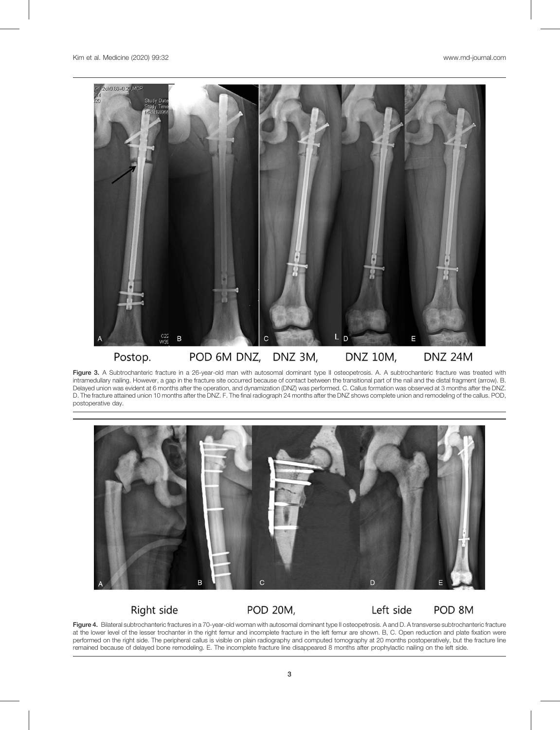Postop. POD 6M DNZ, DNZ 3M, DNZ 10M, DNZ 24M

**Figure 3.** A Subtrochanteric fracture in a 26-year-old man with autosomal dominant type II osteopetrosis. A. A subtrochanteric fracture was treated with intramedullary nailing. However, a gap in the fracture site occurred because of contact between the transitional part of the nail and the distal fragment (arrow). B. Delayed union was evident at 6 months after the operation, and dynamization (DNZ) was performed. C. Callus formation was observed at 3 months after the DNZ. D. The fracture attained union 10 months after the DNZ. F. The final radiograph 24 months after the DNZ shows complete union and remodeling of the callus. POD, postoperative day.

Right side POD 20M, Left side POD 8M

**Figure 4.** Bilateral subtrochanteric fractures in a 70-year-old woman with autosomal dominant type II osteopetrosis. A and D. A transverse subtrochanteric fracture at the lower level of the lesser trochanter in the right femur and incomplete fracture in the left femur are shown. B, C. Open reduction and plate fixation were performed on the right side. The peripheral callus is visible on plain radiography and computed tomography at 20 months postoperatively, but the fracture line remained because of delayed bone remodeling. E. The incomplete fracture line disappeared 8 months after prophylactic nailing on the left side.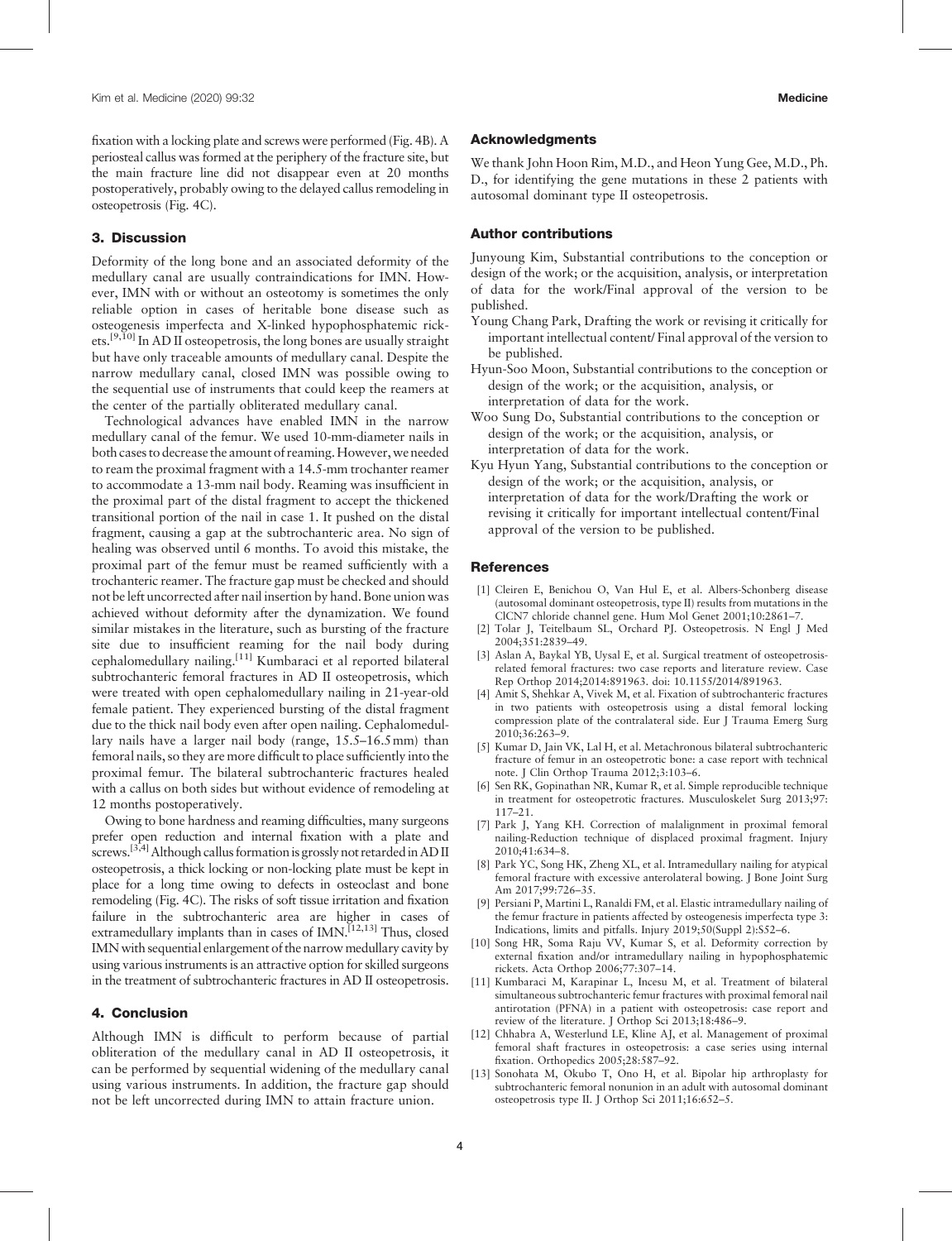fixation with a locking plate and screws were performed (Fig. 4B). A periosteal callus was formed at the periphery of the fracture site, but the main fracture line did not disappear even at 20 months postoperatively, probably owing to the delayed callus remodeling in osteopetrosis (Fig. 4C).

## 3. Discussion

Deformity of the long bone and an associated deformity of the medullary canal are usually contraindications for IMN. However, IMN with or without an osteotomy is sometimes the only reliable option in cases of heritable bone disease such as osteogenesis imperfecta and X-linked hypophosphatemic rickets.[9,10] In AD II osteopetrosis, the long bones are usually straight but have only traceable amounts of medullary canal. Despite the narrow medullary canal, closed IMN was possible owing to the sequential use of instruments that could keep the reamers at the center of the partially obliterated medullary canal.

Technological advances have enabled IMN in the narrow medullary canal of the femur. We used 10-mm-diameter nails in both cases to decrease the amount of reaming. However, we needed to ream the proximal fragment with a 14.5-mm trochanter reamer to accommodate a 13-mm nail body. Reaming was insufficient in the proximal part of the distal fragment to accept the thickened transitional portion of the nail in case 1. It pushed on the distal fragment, causing a gap at the subtrochanteric area. No sign of healing was observed until 6 months. To avoid this mistake, the proximal part of the femur must be reamed sufficiently with a trochanteric reamer. The fracture gap must be checked and should not be left uncorrected after nail insertion by hand. Bone union was achieved without deformity after the dynamization. We found similar mistakes in the literature, such as bursting of the fracture site due to insufficient reaming for the nail body during cephalomedullary nailing.[11] Kumbaraci et al reported bilateral subtrochanteric femoral fractures in AD II osteopetrosis, which were treated with open cephalomedullary nailing in 21-year-old female patient. They experienced bursting of the distal fragment due to the thick nail body even after open nailing. Cephalomedullary nails have a larger nail body (range, 15.5–16.5 mm) than femoral nails, so they are more difficult to place sufficiently into the proximal femur. The bilateral subtrochanteric fractures healed with a callus on both sides but without evidence of remodeling at 12 months postoperatively.

Owing to bone hardness and reaming difficulties, many surgeons prefer open reduction and internal fixation with a plate and screws.[3,4] Although callus formation is grossly not retarded in AD II osteopetrosis, a thick locking or non-locking plate must be kept in place for a long time owing to defects in osteoclast and bone remodeling (Fig. 4C). The risks of soft tissue irritation and fixation failure in the subtrochanteric area are higher in cases of extramedullary implants than in cases of IMN.[12,13] Thus, closed IMN with sequential enlargement of the narrow medullary cavity by using various instruments is an attractive option for skilled surgeons in the treatment of subtrochanteric fractures in AD II osteopetrosis.

## 4. Conclusion

Although IMN is difficult to perform because of partial obliteration of the medullary canal in AD II osteopetrosis, it can be performed by sequential widening of the medullary canal using various instruments. In addition, the fracture gap should not be left uncorrected during IMN to attain fracture union.

## Acknowledgments

We thank John Hoon Rim, M.D., and Heon Yung Gee, M.D., Ph. D., for identifying the gene mutations in these 2 patients with autosomal dominant type II osteopetrosis.

## Author contributions

Junyoung Kim, Substantial contributions to the conception or design of the work; or the acquisition, analysis, or interpretation of data for the work/Final approval of the version to be published.

Young Chang Park, Drafting the work or revising it critically for important intellectual content/ Final approval of the version to be published.

Hyun-Soo Moon, Substantial contributions to the conception or design of the work; or the acquisition, analysis, or interpretation of data for the work.

Woo Sung Do, Substantial contributions to the conception or design of the work; or the acquisition, analysis, or interpretation of data for the work.

Kyu Hyun Yang, Substantial contributions to the conception or design of the work; or the acquisition, analysis, or interpretation of data for the work/Drafting the work or revising it critically for important intellectual content/Final approval of the version to be published.

## References

[1] Cleiren E, Benichou O, Van Hul E, et al. Albers-Schonberg disease (autosomal dominant osteopetrosis, type II) results from mutations in the ClCN7 chloride channel gene. Hum Mol Genet 2001;10:2861–7.

[2] Tolar J, Teitelbaum SL, Orchard PJ. Osteopetrosis. N Engl J Med 2004;351:2839–49.

[3] Aslan A, Baykal YB, Uysal E, et al. Surgical treatment of osteopetrosis-related femoral fractures: two case reports and literature review. Case Rep Orthop 2014;2014:891963. doi: 10.1155/2014/891963.

[4] Amit S, Shehkar A, Vivek M, et al. Fixation of subtrochanteric fractures in two patients with osteopetrosis using a distal femoral locking compression plate of the contralateral side. Eur J Trauma Emerg Surg 2010;36:263–9.

[5] Kumar D, Jain VK, Lal H, et al. Metachronous bilateral subtrochanteric fracture of femur in an osteopetrotic bone: a case report with technical note. J Clin Orthop Trauma 2012;3:103–6.

[6] Sen RK, Gopinathan NR, Kumar R, et al. Simple reproducible technique in treatment for osteopetrotic fractures. Musculoskelet Surg 2013;97: 117–21.

[7] Park J, Yang KH. Correction of malalignment in proximal femoral nailing-Reduction technique of displaced proximal fragment. Injury 2010;41:634–8.

[8] Park YC, Song HK, Zheng XL, et al. Intramedullary nailing for atypical femoral fracture with excessive anterolateral bowing. J Bone Joint Surg Am 2017;99:726–35.

[9] Persiani P, Martini L, Ranaldi FM, et al. Elastic intramedullary nailing of the femur fracture in patients affected by osteogenesis imperfecta type 3: Indications, limits and pitfalls. Injury 2019;50(Suppl 2):S52–6.

[10] Song HR, Soma Raju VV, Kumar S, et al. Deformity correction by external fixation and/or intramedullary nailing in hypophosphatemic rickets. Acta Orthop 2006;77:307–14.

[11] Kumbaraci M, Karapinar L, Incesu M, et al. Treatment of bilateral simultaneous subtrochanteric femur fractures with proximal femoral nail antirotation (PFNA) in a patient with osteopetrosis: case report and review of the literature. J Orthop Sci 2013;18:486–9.

[12] Chhabra A, Westerlund LE, Kline AJ, et al. Management of proximal femoral shaft fractures in osteopetrosis: a case series using internal fixation. Orthopedics 2005;28:587–92.

[13] Sonohata M, Okubo T, Ono H, et al. Bipolar hip arthroplasty for subtrochanteric femoral nonunion in an adult with autosomal dominant osteopetrosis type II. J Orthop Sci 2011;16:652–5.